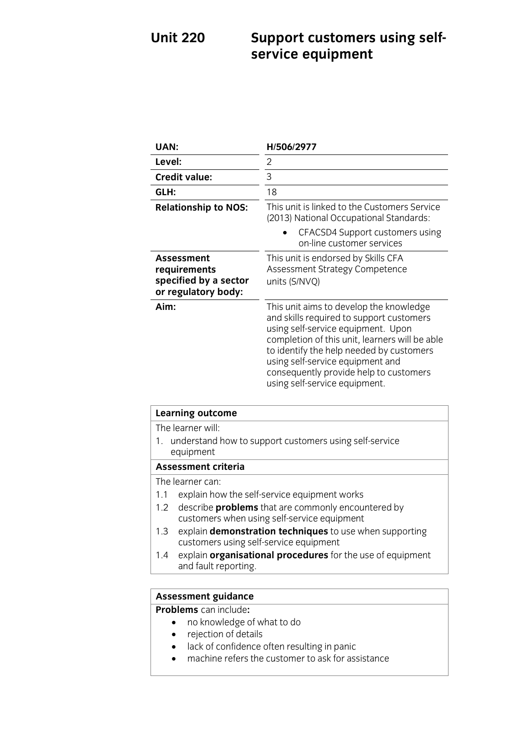# Unit 220 Support customers using self-service equipment

| | |
|---|---|
| **UAN:** | **H/506/2977** |
| **Level:** | 2 |
| **Credit value:** | 3 |
| **GLH:** | 18 |
| **Relationship to NOS:** | This unit is linked to the Customers Service (2013) National Occupational Standards:<br>• CFACSD4 Support customers using on-line customer services |
| **Assessment requirements specified by a sector or regulatory body:** | This unit is endorsed by Skills CFA Assessment Strategy Competence units (S/NVQ) |
| **Aim:** | This unit aims to develop the knowledge and skills required to support customers using self-service equipment. Upon completion of this unit, learners will be able to identify the help needed by customers using self-service equipment and consequently provide help to customers using self-service equipment. |

**Learning outcome**

The learner will:

1. understand how to support customers using self-service equipment

**Assessment criteria**

The learner can:

1.1 explain how the self-service equipment works

1.2 describe **problems** that are commonly encountered by customers when using self-service equipment

1.3 explain **demonstration techniques** to use when supporting customers using self-service equipment

1.4 explain **organisational procedures** for the use of equipment and fault reporting.

**Assessment guidance**

**Problems** can include**:**

- no knowledge of what to do
- rejection of details
- lack of confidence often resulting in panic
- machine refers the customer to ask for assistance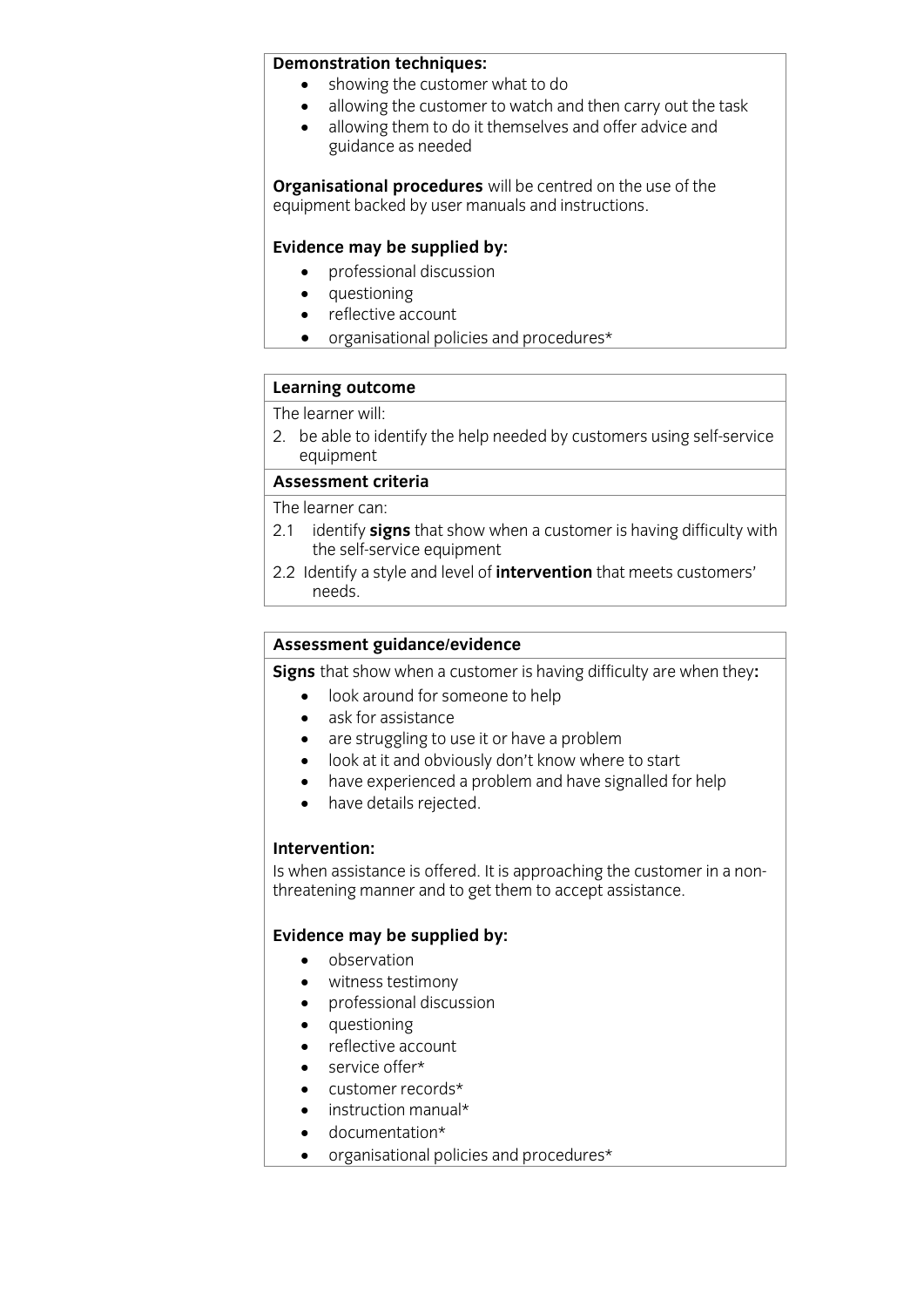**Demonstration techniques:**

- showing the customer what to do
- allowing the customer to watch and then carry out the task
- allowing them to do it themselves and offer advice and guidance as needed

**Organisational procedures** will be centred on the use of the equipment backed by user manuals and instructions.

**Evidence may be supplied by:**

- professional discussion
- questioning
- reflective account
- organisational policies and procedures*

**Learning outcome**

The learner will:

2. be able to identify the help needed by customers using self-service equipment

**Assessment criteria**

The learner can:

2.1 identify **signs** that show when a customer is having difficulty with the self-service equipment

2.2 Identify a style and level of **intervention** that meets customers' needs.

**Assessment guidance/evidence**

**Signs** that show when a customer is having difficulty are when they**:**

- look around for someone to help
- ask for assistance
- are struggling to use it or have a problem
- look at it and obviously don't know where to start
- have experienced a problem and have signalled for help
- have details rejected.

**Intervention:**

Is when assistance is offered. It is approaching the customer in a non-threatening manner and to get them to accept assistance.

**Evidence may be supplied by:**

- observation
- witness testimony
- professional discussion
- questioning
- reflective account
- service offer*
- customer records*
- instruction manual*
- documentation*
- organisational policies and procedures*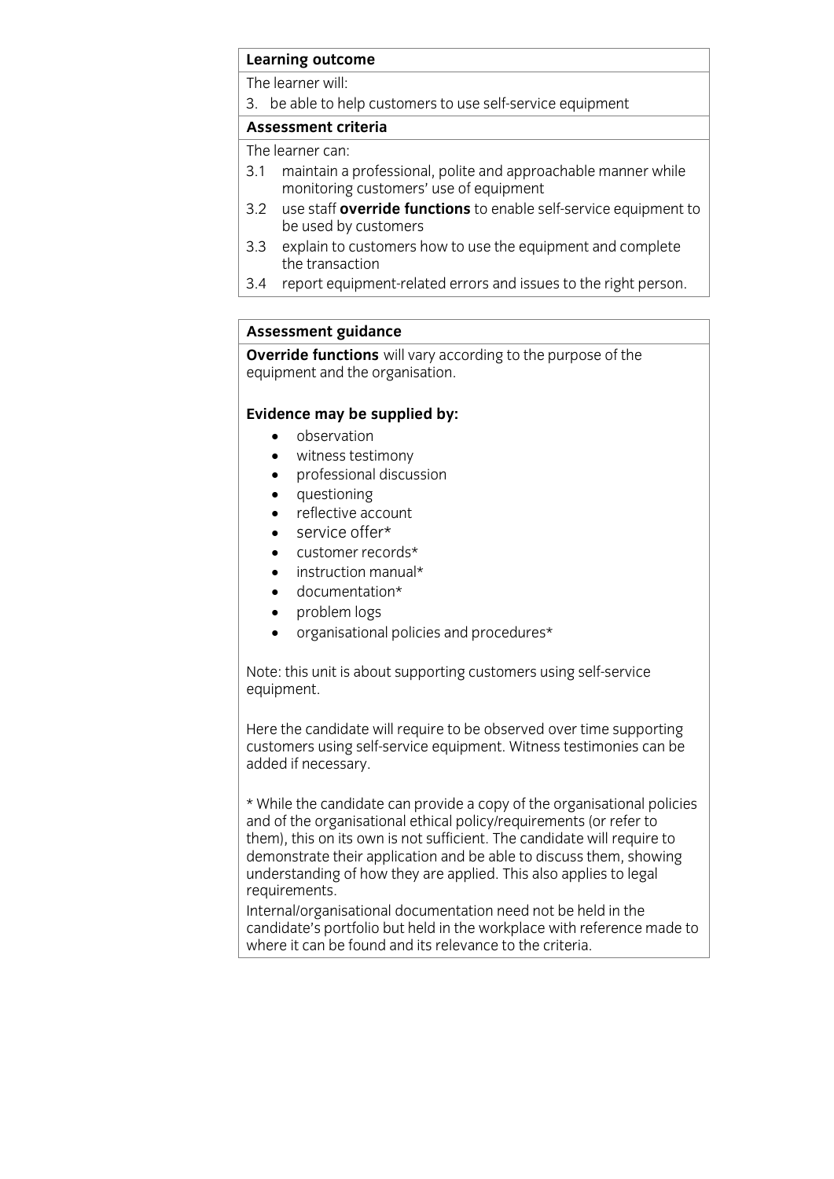**Learning outcome**

The learner will:

3. be able to help customers to use self-service equipment

**Assessment criteria**

The learner can:

3.1 maintain a professional, polite and approachable manner while monitoring customers' use of equipment

3.2 use staff **override functions** to enable self-service equipment to be used by customers

3.3 explain to customers how to use the equipment and complete the transaction

3.4 report equipment-related errors and issues to the right person.

**Assessment guidance**

**Override functions** will vary according to the purpose of the equipment and the organisation.

**Evidence may be supplied by:**

- observation
- witness testimony
- professional discussion
- questioning
- reflective account
- service offer*
- customer records*
- instruction manual*
- documentation*
- problem logs
- organisational policies and procedures*

Note: this unit is about supporting customers using self-service equipment.

Here the candidate will require to be observed over time supporting customers using self-service equipment. Witness testimonies can be added if necessary.

* While the candidate can provide a copy of the organisational policies and of the organisational ethical policy/requirements (or refer to them), this on its own is not sufficient. The candidate will require to demonstrate their application and be able to discuss them, showing understanding of how they are applied. This also applies to legal requirements.

Internal/organisational documentation need not be held in the candidate's portfolio but held in the workplace with reference made to where it can be found and its relevance to the criteria.